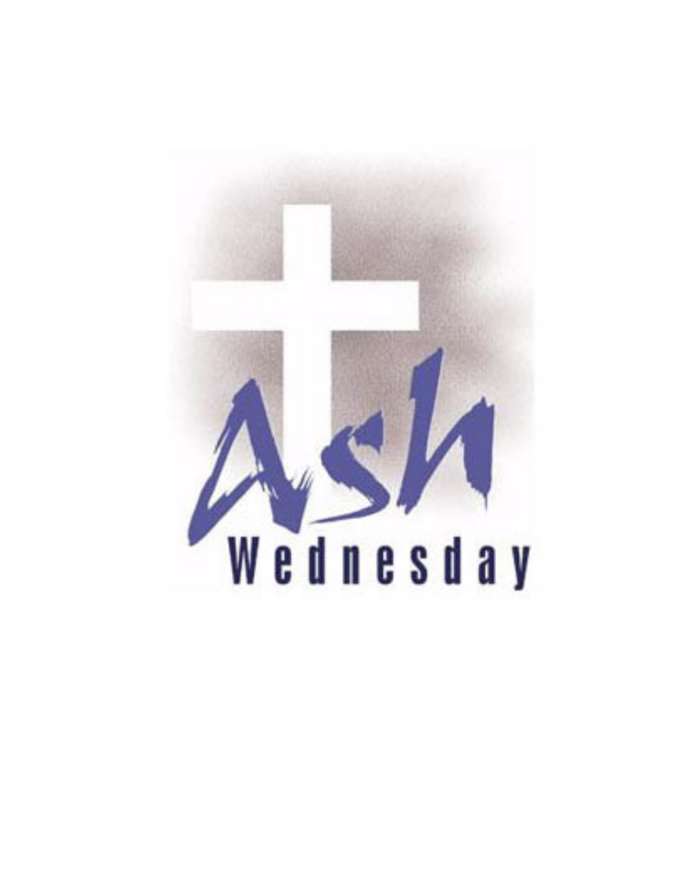# Ash Wednesday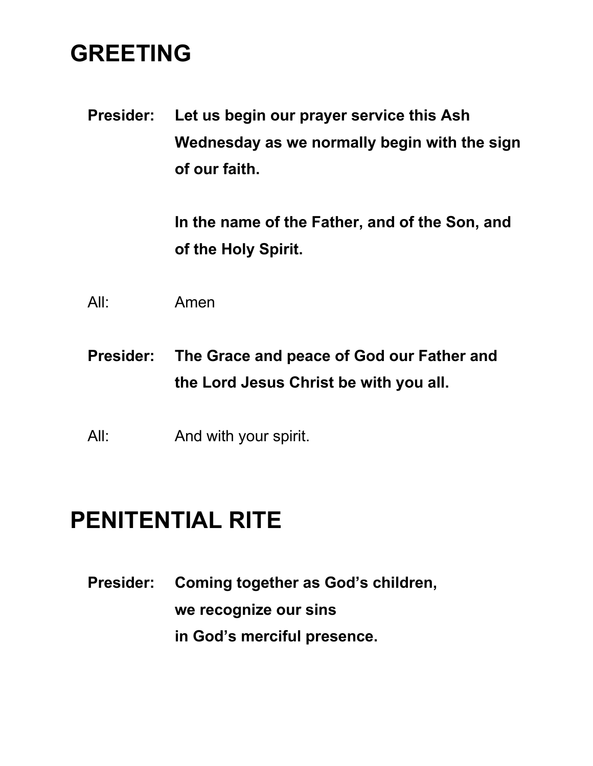# GREETING

**Presider:** **Let us begin our prayer service this Ash Wednesday as we normally begin with the sign of our faith.**

**In the name of the Father, and of the Son, and of the Holy Spirit.**

All: Amen

**Presider:** **The Grace and peace of God our Father and the Lord Jesus Christ be with you all.**

All: And with your spirit.

# PENITENTIAL RITE

**Presider:** **Coming together as God's children,
we recognize our sins
in God's merciful presence.**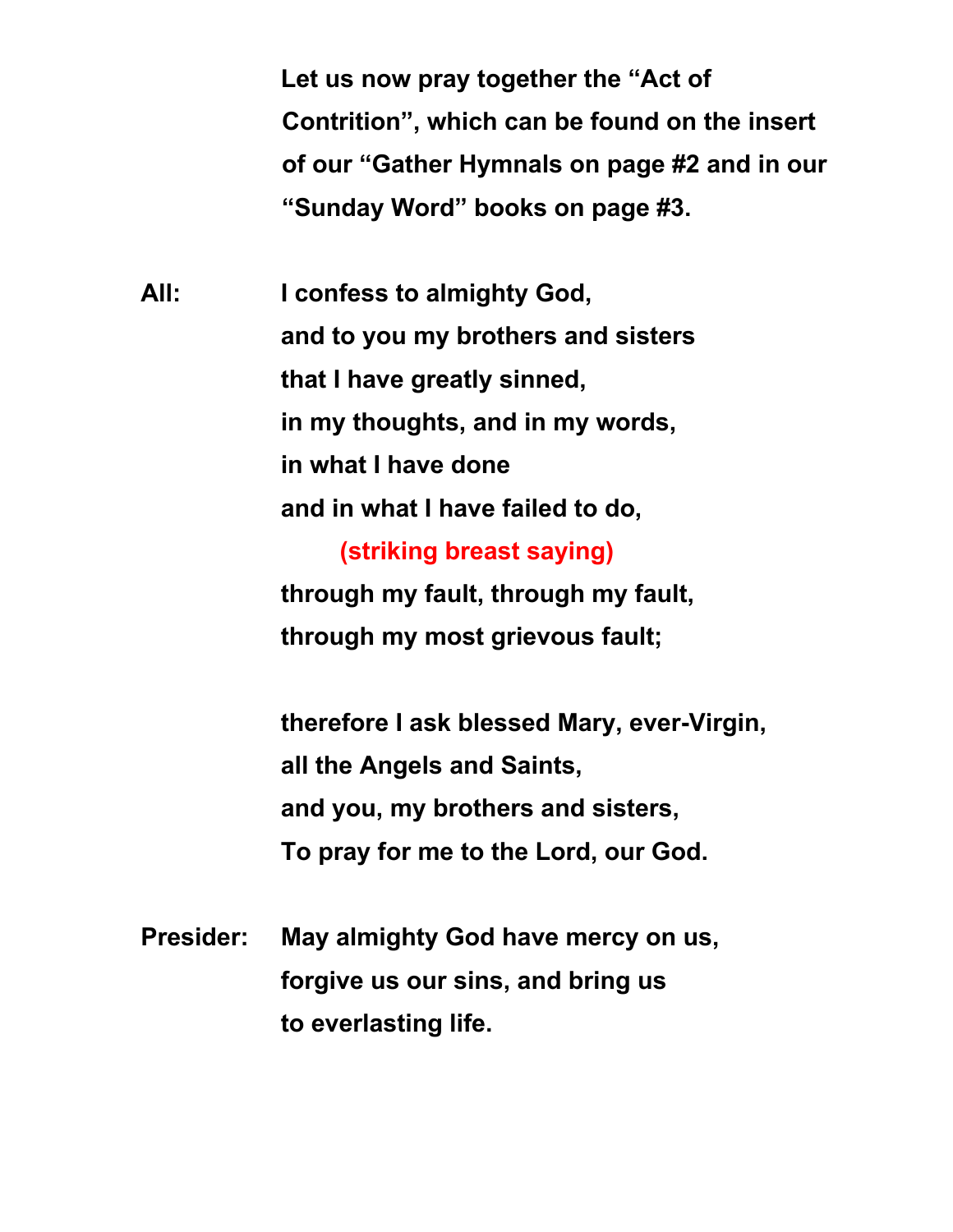**Let us now pray together the "Act of Contrition", which can be found on the insert of our "Gather Hymnals on page #2 and in our "Sunday Word" books on page #3.**

**All:** **I confess to almighty God,**
**and to you my brothers and sisters**
**that I have greatly sinned,**
**in my thoughts, and in my words,**
**in what I have done**
**and in what I have failed to do,**
**(striking breast saying)**
**through my fault, through my fault,**
**through my most grievous fault;**

**therefore I ask blessed Mary, ever-Virgin,**
**all the Angels and Saints,**
**and you, my brothers and sisters,**
**To pray for me to the Lord, our God.**

**Presider:** **May almighty God have mercy on us,**
**forgive us our sins, and bring us**
**to everlasting life.**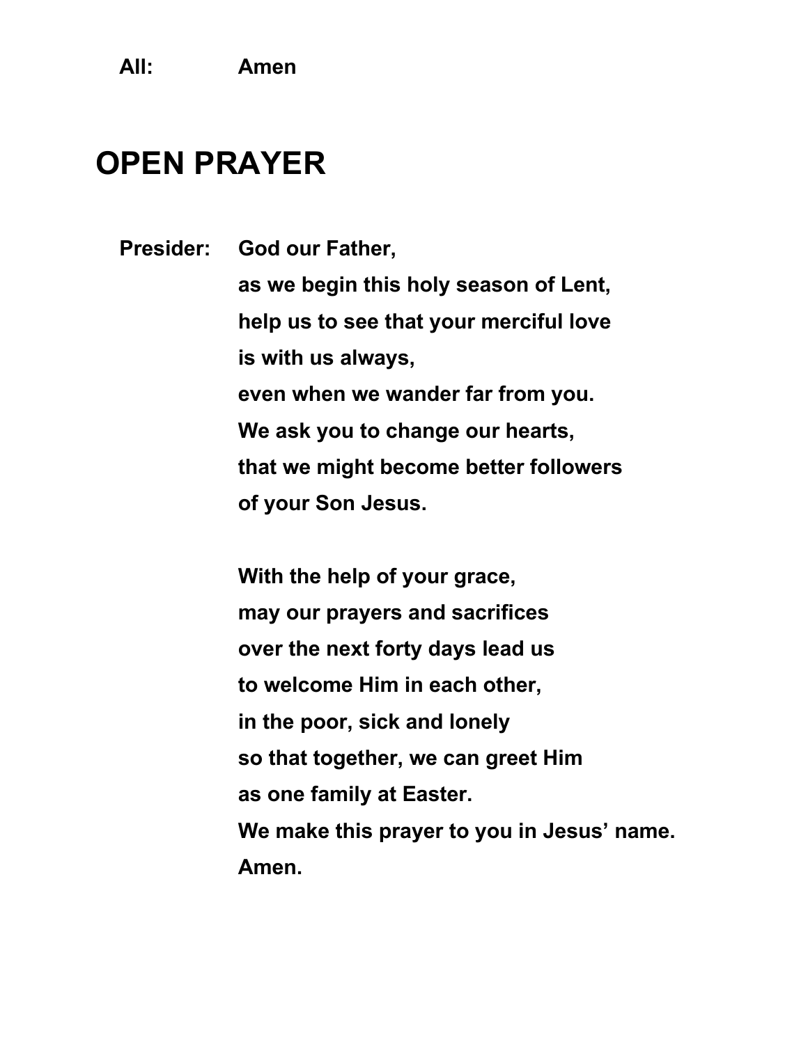**All:** **Amen**

# OPEN PRAYER

**Presider:** **God our Father,**
**as we begin this holy season of Lent,**
**help us to see that your merciful love**
**is with us always,**
**even when we wander far from you.**
**We ask you to change our hearts,**
**that we might become better followers**
**of your Son Jesus.**

**With the help of your grace,**
**may our prayers and sacrifices**
**over the next forty days lead us**
**to welcome Him in each other,**
**in the poor, sick and lonely**
**so that together, we can greet Him**
**as one family at Easter.**
**We make this prayer to you in Jesus' name.**
**Amen.**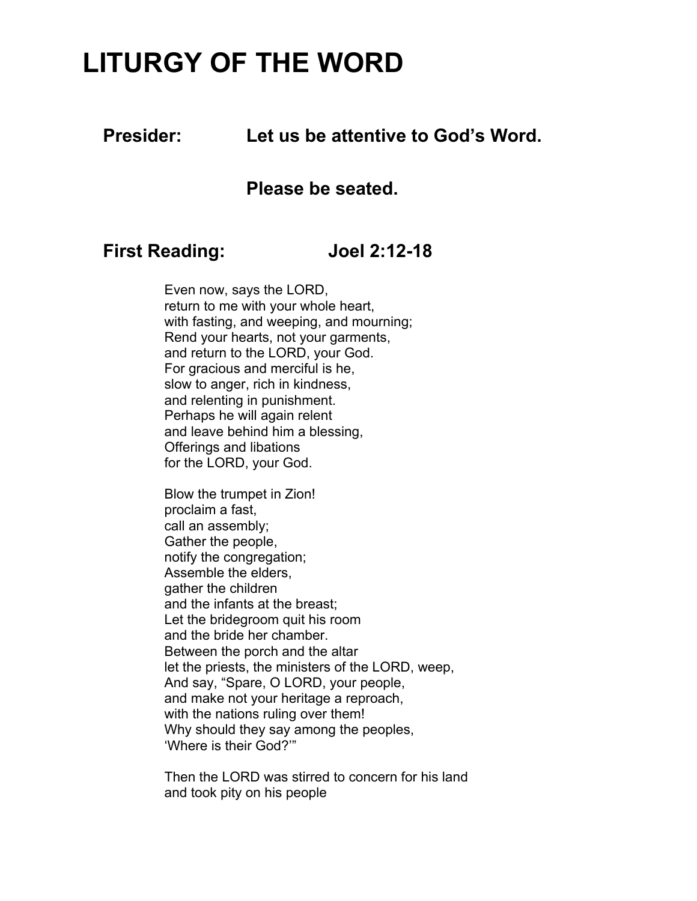# LITURGY OF THE WORD

**Presider:** **Let us be attentive to God's Word.**

**Please be seated.**

**First Reading:** **Joel 2:12-18**

Even now, says the LORD,
return to me with your whole heart,
with fasting, and weeping, and mourning;
Rend your hearts, not your garments,
and return to the LORD, your God.
For gracious and merciful is he,
slow to anger, rich in kindness,
and relenting in punishment.
Perhaps he will again relent
and leave behind him a blessing,
Offerings and libations
for the LORD, your God.

Blow the trumpet in Zion!
proclaim a fast,
call an assembly;
Gather the people,
notify the congregation;
Assemble the elders,
gather the children
and the infants at the breast;
Let the bridegroom quit his room
and the bride her chamber.
Between the porch and the altar
let the priests, the ministers of the LORD, weep,
And say, "Spare, O LORD, your people,
and make not your heritage a reproach,
with the nations ruling over them!
Why should they say among the peoples,
'Where is their God?'"

Then the LORD was stirred to concern for his land
and took pity on his people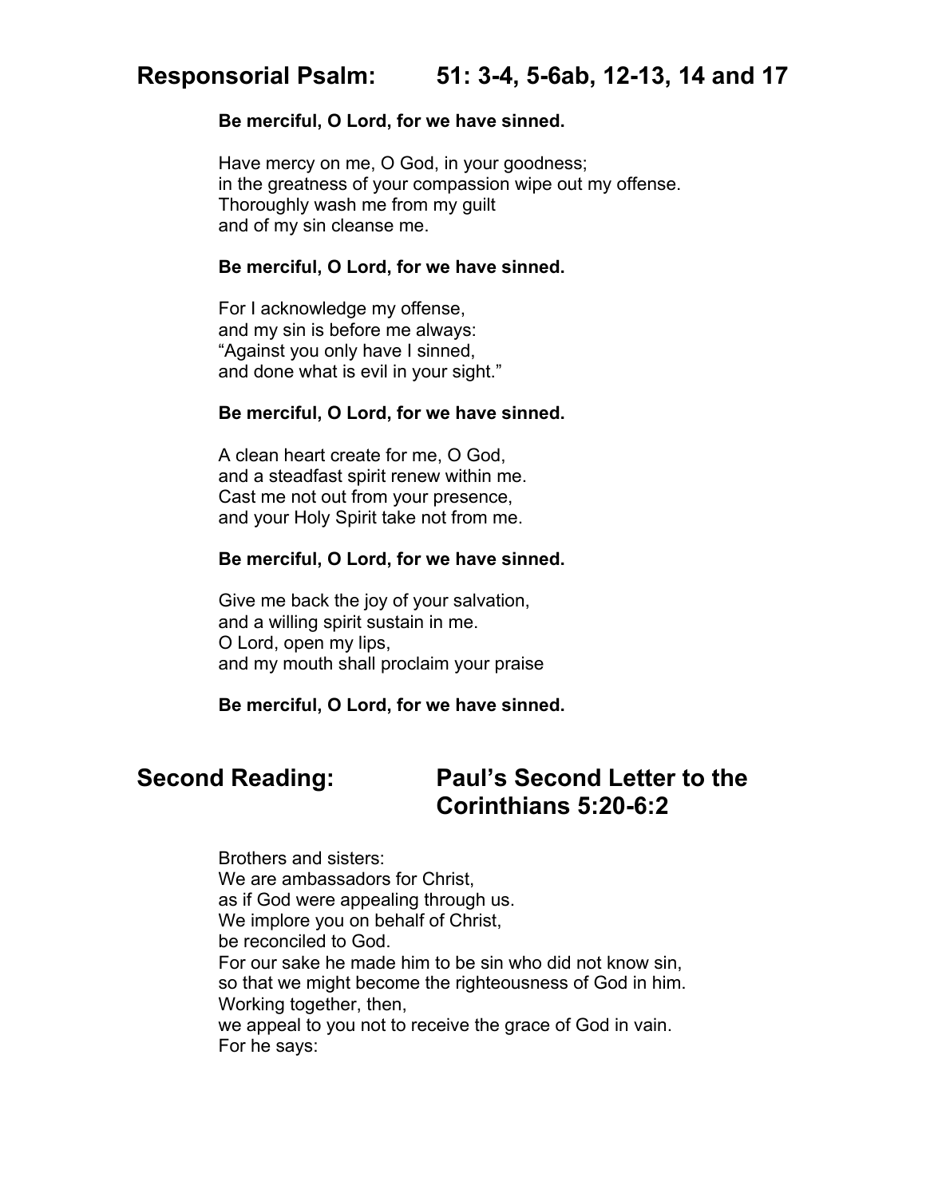## Responsorial Psalm: 51: 3-4, 5-6ab, 12-13, 14 and 17

**Be merciful, O Lord, for we have sinned.**

Have mercy on me, O God, in your goodness;
in the greatness of your compassion wipe out my offense.
Thoroughly wash me from my guilt
and of my sin cleanse me.

**Be merciful, O Lord, for we have sinned.**

For I acknowledge my offense,
and my sin is before me always:
"Against you only have I sinned,
and done what is evil in your sight."

**Be merciful, O Lord, for we have sinned.**

A clean heart create for me, O God,
and a steadfast spirit renew within me.
Cast me not out from your presence,
and your Holy Spirit take not from me.

**Be merciful, O Lord, for we have sinned.**

Give me back the joy of your salvation,
and a willing spirit sustain in me.
O Lord, open my lips,
and my mouth shall proclaim your praise

**Be merciful, O Lord, for we have sinned.**

## Second Reading: Paul's Second Letter to the Corinthians 5:20-6:2

Brothers and sisters:
We are ambassadors for Christ,
as if God were appealing through us.
We implore you on behalf of Christ,
be reconciled to God.
For our sake he made him to be sin who did not know sin,
so that we might become the righteousness of God in him.
Working together, then,
we appeal to you not to receive the grace of God in vain.
For he says: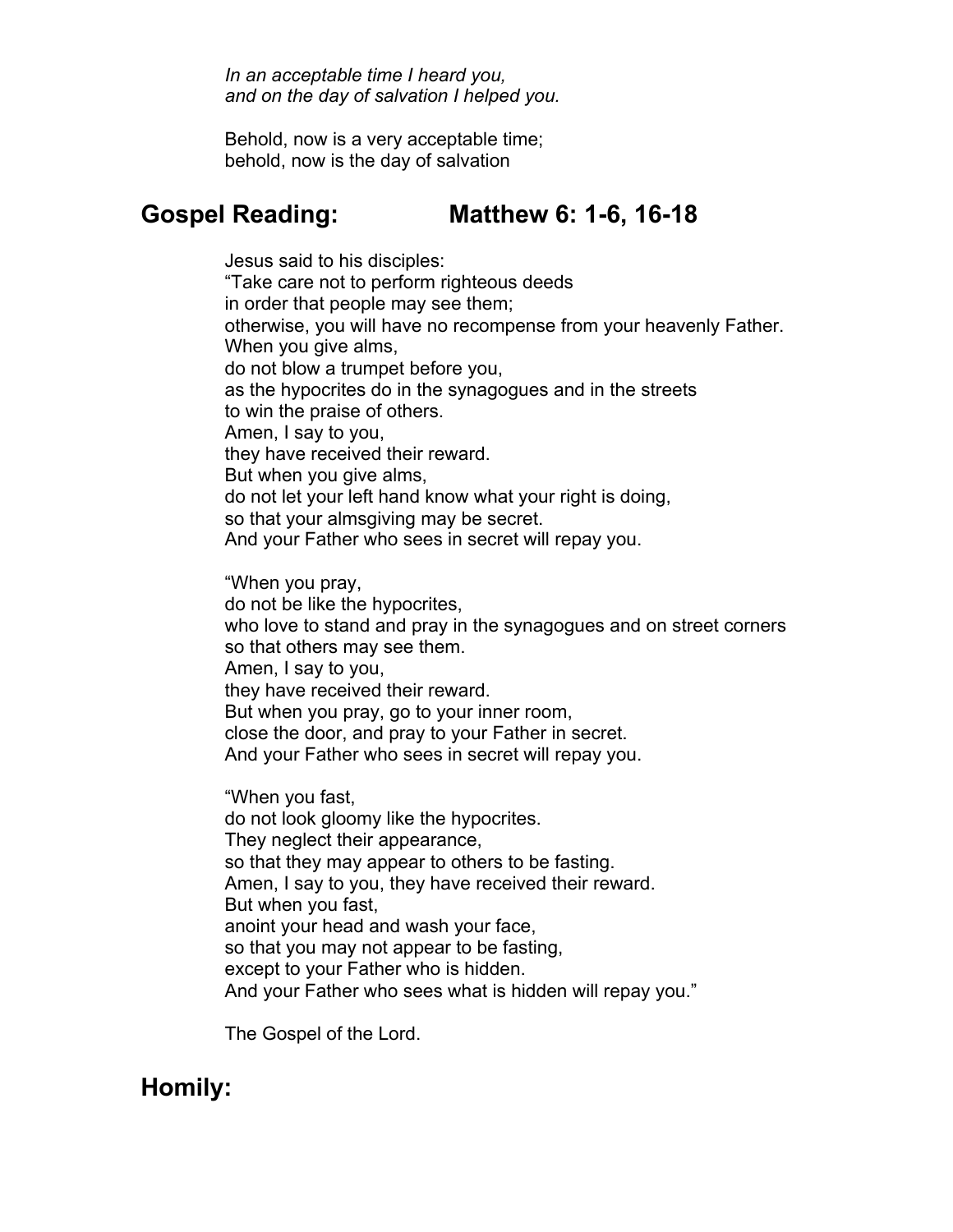*In an acceptable time I heard you,*
*and on the day of salvation I helped you.*

Behold, now is a very acceptable time;
behold, now is the day of salvation

## Gospel Reading: Matthew 6: 1-6, 16-18

Jesus said to his disciples:
“Take care not to perform righteous deeds
in order that people may see them;
otherwise, you will have no recompense from your heavenly Father.
When you give alms,
do not blow a trumpet before you,
as the hypocrites do in the synagogues and in the streets
to win the praise of others.
Amen, I say to you,
they have received their reward.
But when you give alms,
do not let your left hand know what your right is doing,
so that your almsgiving may be secret.
And your Father who sees in secret will repay you.

“When you pray,
do not be like the hypocrites,
who love to stand and pray in the synagogues and on street corners
so that others may see them.
Amen, I say to you,
they have received their reward.
But when you pray, go to your inner room,
close the door, and pray to your Father in secret.
And your Father who sees in secret will repay you.

“When you fast,
do not look gloomy like the hypocrites.
They neglect their appearance,
so that they may appear to others to be fasting.
Amen, I say to you, they have received their reward.
But when you fast,
anoint your head and wash your face,
so that you may not appear to be fasting,
except to your Father who is hidden.
And your Father who sees what is hidden will repay you.”

The Gospel of the Lord.

## Homily: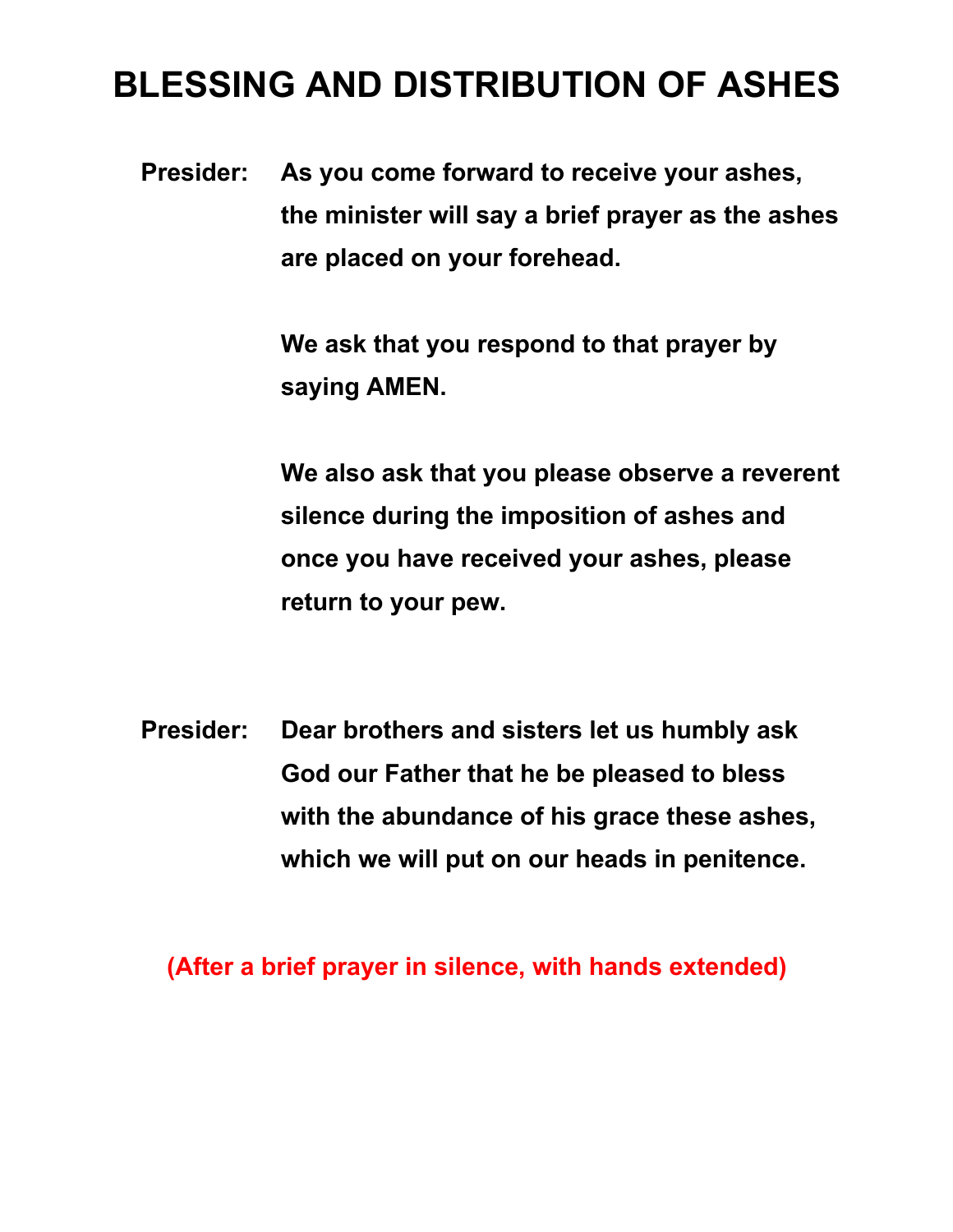# BLESSING AND DISTRIBUTION OF ASHES

**Presider:** **As you come forward to receive your ashes, the minister will say a brief prayer as the ashes are placed on your forehead.**

**We ask that you respond to that prayer by saying AMEN.**

**We also ask that you please observe a reverent silence during the imposition of ashes and once you have received your ashes, please return to your pew.**

**Presider:** **Dear brothers and sisters let us humbly ask God our Father that he be pleased to bless with the abundance of his grace these ashes, which we will put on our heads in penitence.**

**(After a brief prayer in silence, with hands extended)**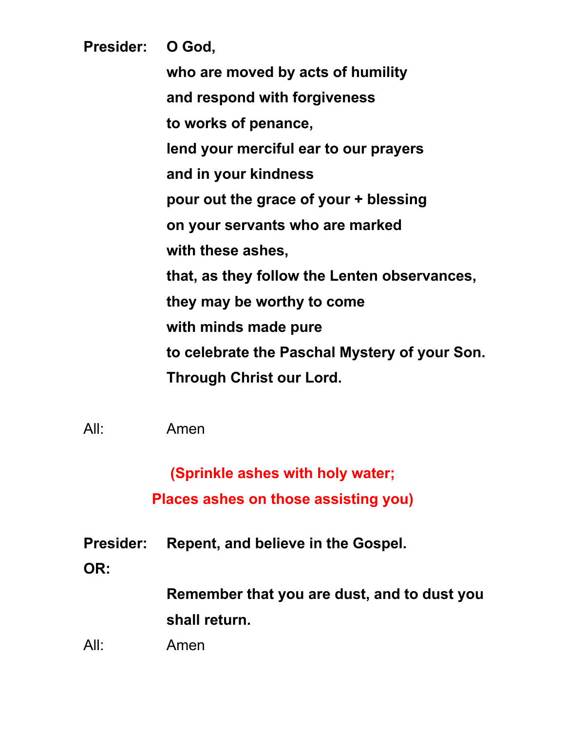**Presider:** **O God,**
**who are moved by acts of humility**
**and respond with forgiveness**
**to works of penance,**
**lend your merciful ear to our prayers**
**and in your kindness**
**pour out the grace of your + blessing**
**on your servants who are marked**
**with these ashes,**
**that, as they follow the Lenten observances,**
**they may be worthy to come**
**with minds made pure**
**to celebrate the Paschal Mystery of your Son.**
**Through Christ our Lord.**

All: Amen

**(Sprinkle ashes with holy water;**
**Places ashes on those assisting you)**

**Presider:** **Repent, and believe in the Gospel.**

**OR:**

**Remember that you are dust, and to dust you shall return.**

All: Amen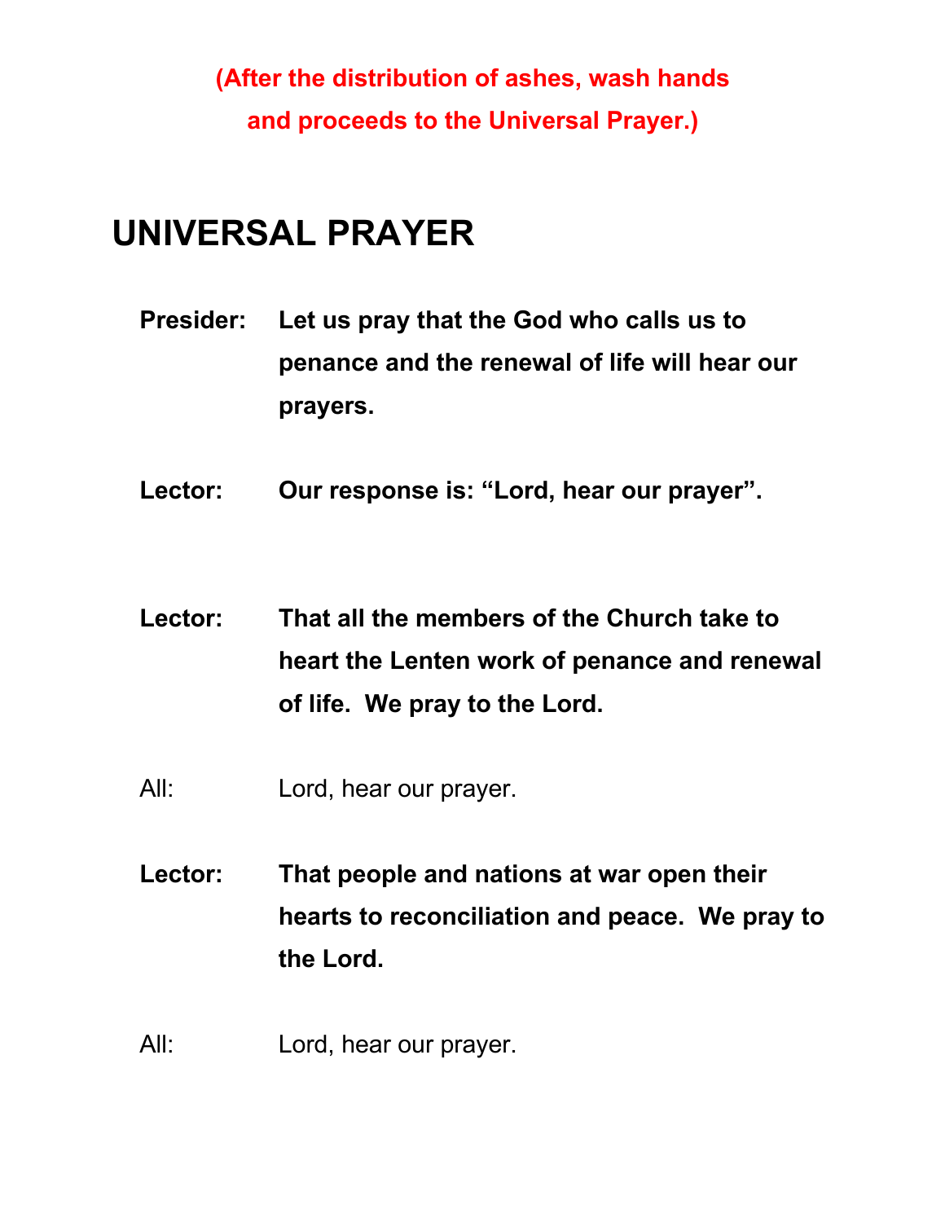**(After the distribution of ashes, wash hands and proceeds to the Universal Prayer.)**

# UNIVERSAL PRAYER

**Presider:** **Let us pray that the God who calls us to penance and the renewal of life will hear our prayers.**

**Lector:** **Our response is: "Lord, hear our prayer".**

**Lector:** **That all the members of the Church take to heart the Lenten work of penance and renewal of life. We pray to the Lord.**

All: Lord, hear our prayer.

**Lector:** **That people and nations at war open their hearts to reconciliation and peace. We pray to the Lord.**

All: Lord, hear our prayer.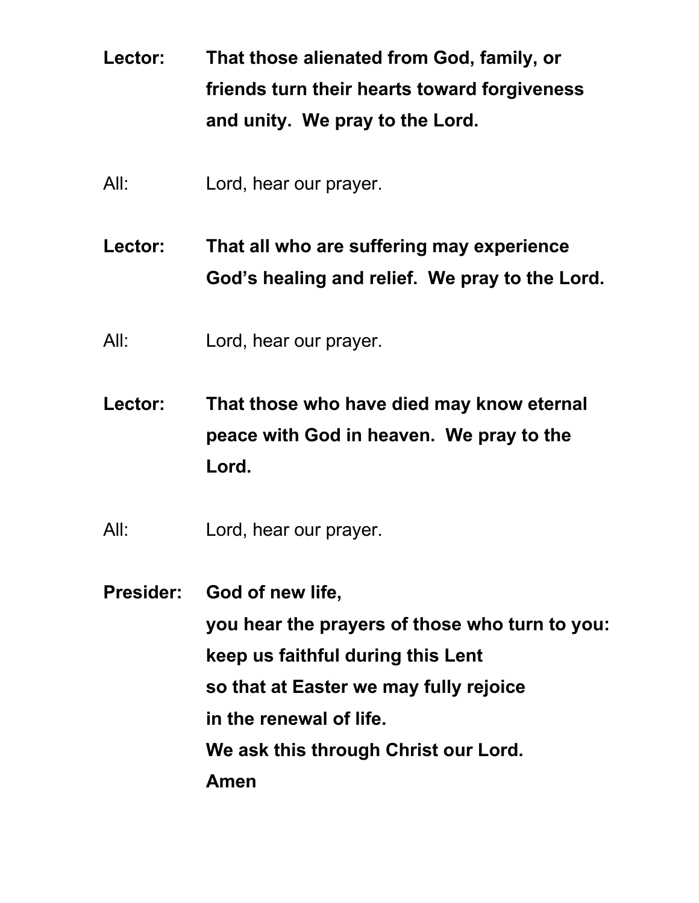**Lector:** **That those alienated from God, family, or friends turn their hearts toward forgiveness and unity.  We pray to the Lord.**

All: Lord, hear our prayer.

**Lector:** **That all who are suffering may experience God's healing and relief.  We pray to the Lord.**

All: Lord, hear our prayer.

**Lector:** **That those who have died may know eternal peace with God in heaven.  We pray to the Lord.**

All: Lord, hear our prayer.

**Presider:** **God of new life,**
**you hear the prayers of those who turn to you:**
**keep us faithful during this Lent**
**so that at Easter we may fully rejoice**
**in the renewal of life.**
**We ask this through Christ our Lord.**
**Amen**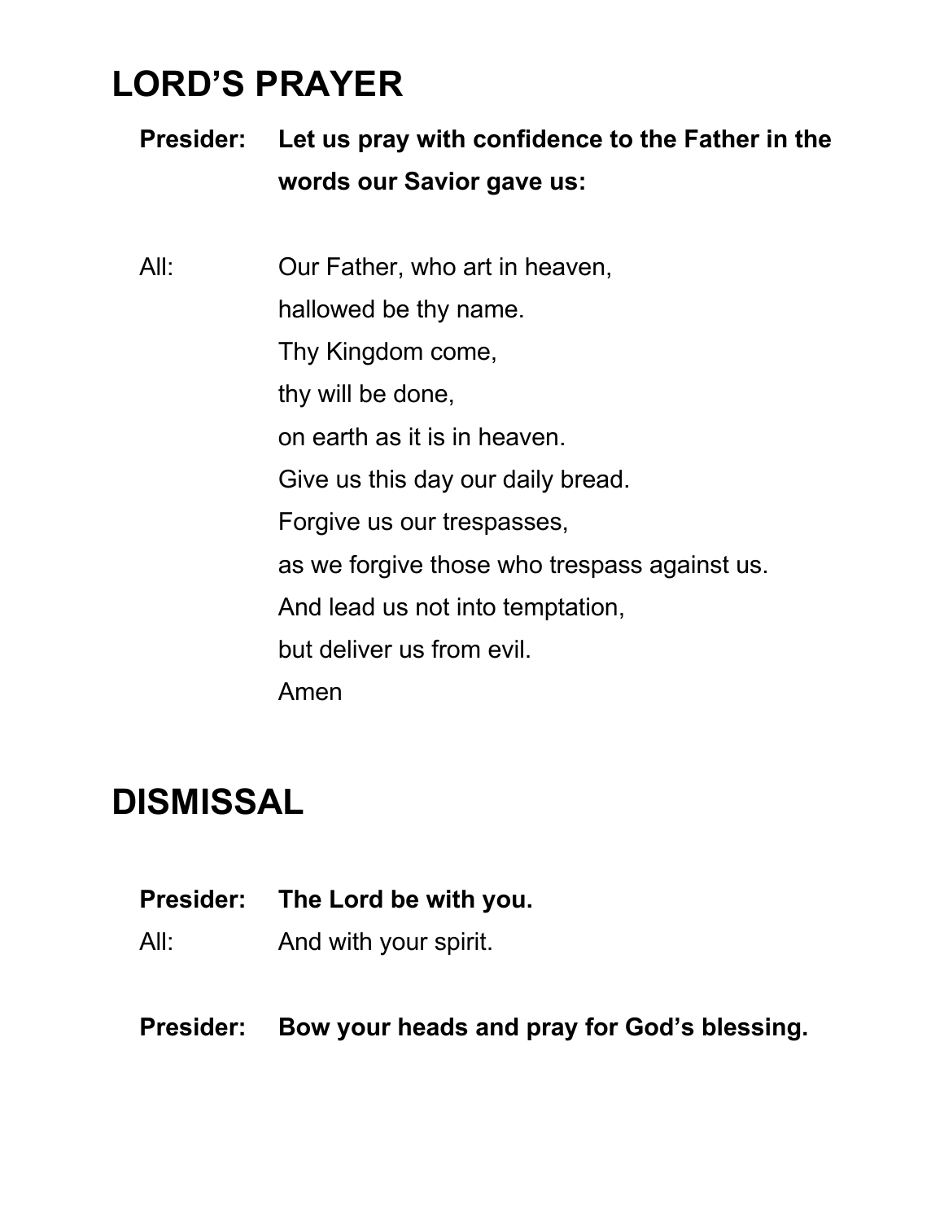# LORD'S PRAYER

**Presider:** **Let us pray with confidence to the Father in the words our Savior gave us:**

All: Our Father, who art in heaven,
hallowed be thy name.
Thy Kingdom come,
thy will be done,
on earth as it is in heaven.
Give us this day our daily bread.
Forgive us our trespasses,
as we forgive those who trespass against us.
And lead us not into temptation,
but deliver us from evil.
Amen

# DISMISSAL

**Presider:** **The Lord be with you.**
All: And with your spirit.

**Presider:** **Bow your heads and pray for God's blessing.**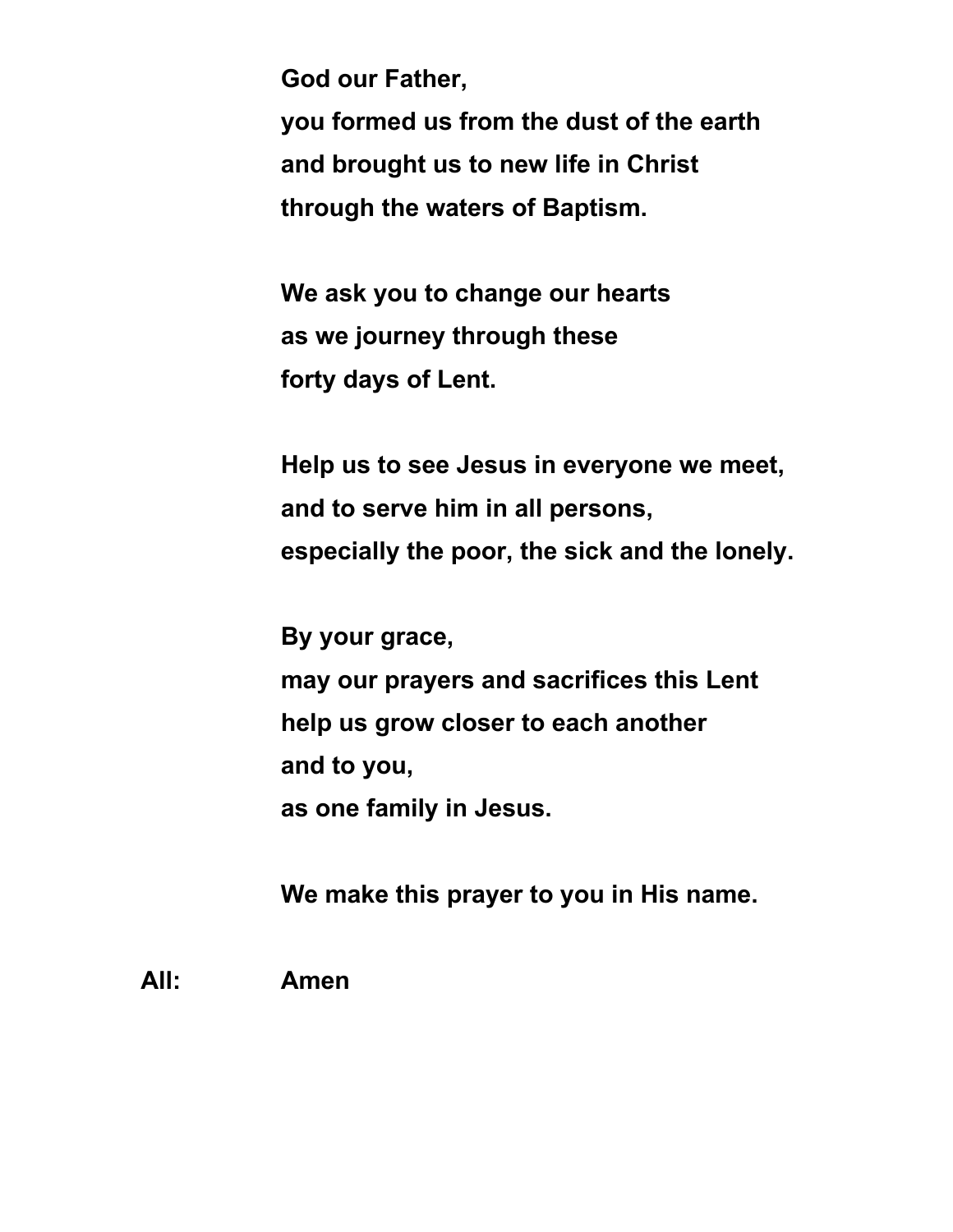**God our Father,**
**you formed us from the dust of the earth**
**and brought us to new life in Christ**
**through the waters of Baptism.**

**We ask you to change our hearts**
**as we journey through these**
**forty days of Lent.**

**Help us to see Jesus in everyone we meet,**
**and to serve him in all persons,**
**especially the poor, the sick and the lonely.**

**By your grace,**
**may our prayers and sacrifices this Lent**
**help us grow closer to each another**
**and to you,**
**as one family in Jesus.**

**We make this prayer to you in His name.**

**All:** **Amen**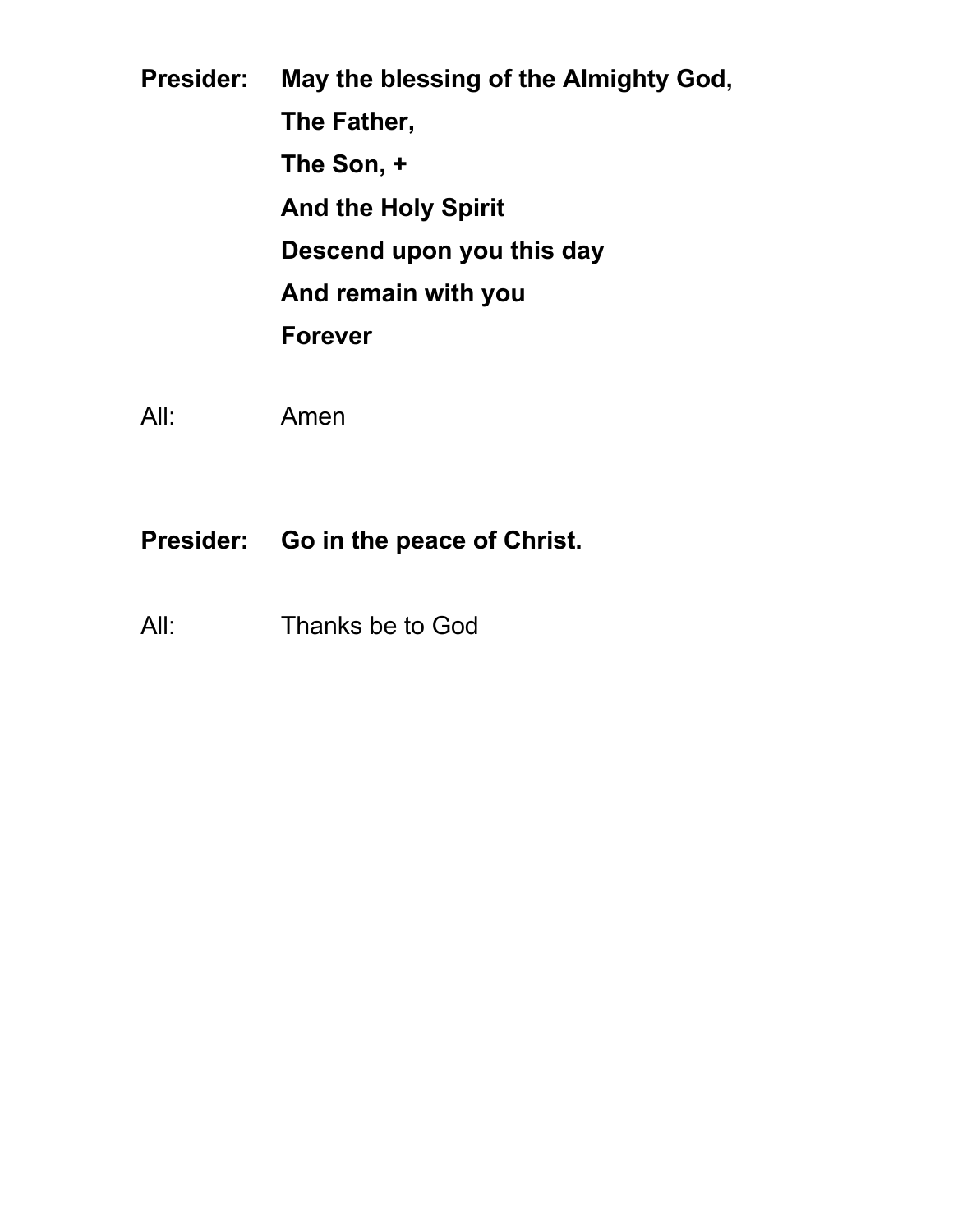**Presider:** **May the blessing of the Almighty God,**
**The Father,**
**The Son, +**
**And the Holy Spirit**
**Descend upon you this day**
**And remain with you**
**Forever**

All: Amen

**Presider:** **Go in the peace of Christ.**

All: Thanks be to God